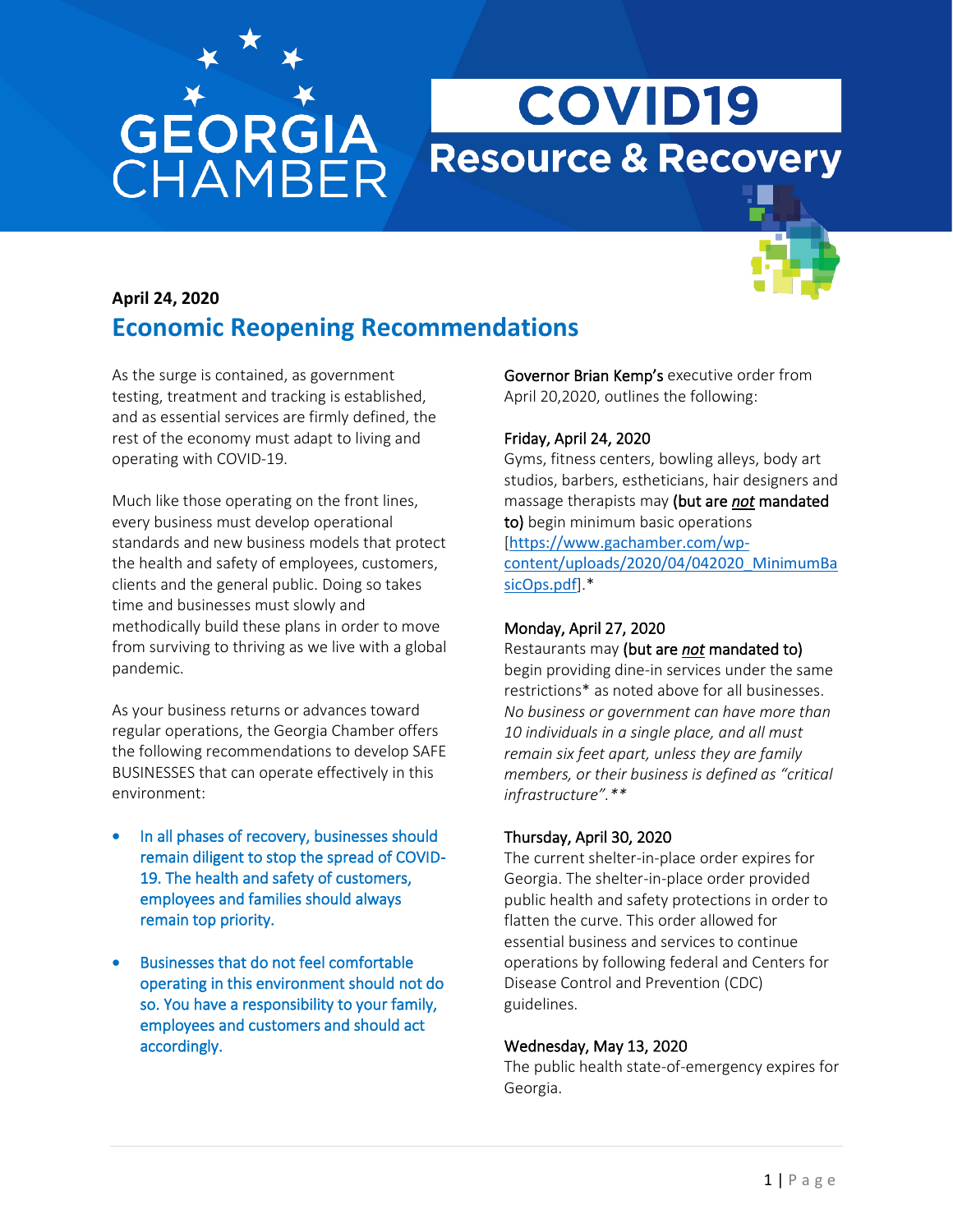# GEORGIA CHAMBER

# COVID19 Resource & Recovery

**April 24, 2020**

## Economic Reopening Recommendations

As the surge is contained, as government testing, treatment and tracking is established, and as essential services are firmly defined, the rest of the economy must adapt to living and operating with COVID-19.

Much like those operating on the front lines, every business must develop operational standards and new business models that protect the health and safety of employees, customers, clients and the general public. Doing so takes time and businesses must slowly and methodically build these plans in order to move from surviving to thriving as we live with a global pandemic.

As your business returns or advances toward regular operations, the Georgia Chamber offers the following recommendations to develop SAFE BUSINESSES that can operate effectively in this environment:

- In all phases of recovery, businesses should remain diligent to stop the spread of COVID-19. The health and safety of customers, employees and families should always remain top priority.
- Businesses that do not feel comfortable operating in this environment should not do so. You have a responsibility to your family, employees and customers and should act accordingly.

Governor Brian Kemp's executive order from April 20,2020, outlines the following:

**Friday, April 24, 2020**
Gyms, fitness centers, bowling alleys, body art studios, barbers, estheticians, hair designers and massage therapists may **(but are *not* mandated to)** begin minimum basic operations [https://www.gachamber.com/wp-content/uploads/2020/04/042020_MinimumBasicOps.pdf].*

**Monday, April 27, 2020**
Restaurants may **(but are *not* mandated to)** begin providing dine-in services under the same restrictions* as noted above for all businesses. *No business or government can have more than 10 individuals in a single place, and all must remain six feet apart, unless they are family members, or their business is defined as "critical infrastructure".***

**Thursday, April 30, 2020**
The current shelter-in-place order expires for Georgia. The shelter-in-place order provided public health and safety protections in order to flatten the curve. This order allowed for essential business and services to continue operations by following federal and Centers for Disease Control and Prevention (CDC) guidelines.

**Wednesday, May 13, 2020**
The public health state-of-emergency expires for Georgia.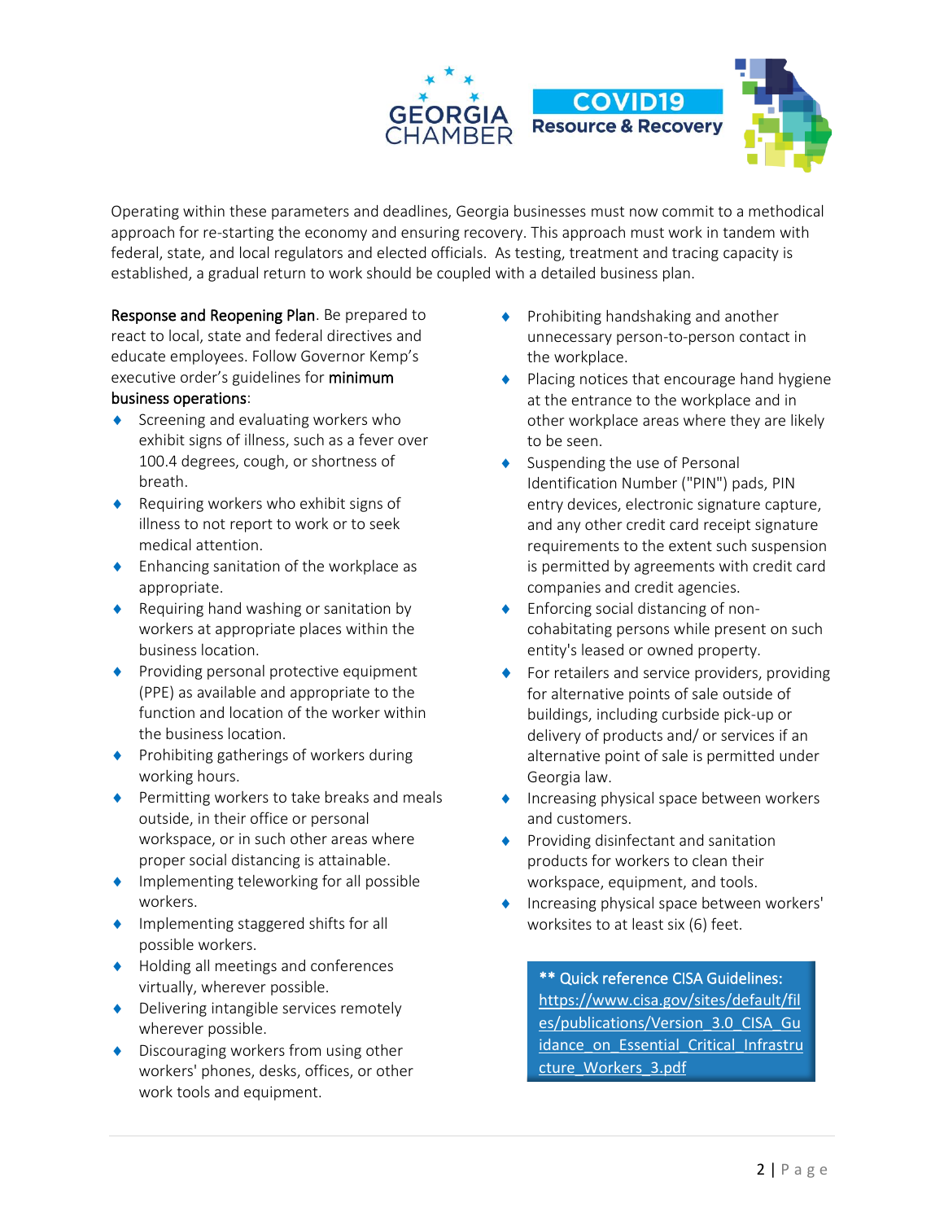Operating within these parameters and deadlines, Georgia businesses must now commit to a methodical approach for re-starting the economy and ensuring recovery. This approach must work in tandem with federal, state, and local regulators and elected officials. As testing, treatment and tracing capacity is established, a gradual return to work should be coupled with a detailed business plan.

**Response and Reopening Plan**. Be prepared to react to local, state and federal directives and educate employees. Follow Governor Kemp's executive order's guidelines for **minimum business operations**:

- Screening and evaluating workers who exhibit signs of illness, such as a fever over 100.4 degrees, cough, or shortness of breath.
- Requiring workers who exhibit signs of illness to not report to work or to seek medical attention.
- Enhancing sanitation of the workplace as appropriate.
- Requiring hand washing or sanitation by workers at appropriate places within the business location.
- Providing personal protective equipment (PPE) as available and appropriate to the function and location of the worker within the business location.
- Prohibiting gatherings of workers during working hours.
- Permitting workers to take breaks and meals outside, in their office or personal workspace, or in such other areas where proper social distancing is attainable.
- Implementing teleworking for all possible workers.
- Implementing staggered shifts for all possible workers.
- Holding all meetings and conferences virtually, wherever possible.
- Delivering intangible services remotely wherever possible.
- Discouraging workers from using other workers' phones, desks, offices, or other work tools and equipment.
- Prohibiting handshaking and another unnecessary person-to-person contact in the workplace.
- Placing notices that encourage hand hygiene at the entrance to the workplace and in other workplace areas where they are likely to be seen.
- Suspending the use of Personal Identification Number ("PIN") pads, PIN entry devices, electronic signature capture, and any other credit card receipt signature requirements to the extent such suspension is permitted by agreements with credit card companies and credit agencies.
- Enforcing social distancing of non-cohabitating persons while present on such entity's leased or owned property.
- For retailers and service providers, providing for alternative points of sale outside of buildings, including curbside pick-up or delivery of products and/ or services if an alternative point of sale is permitted under Georgia law.
- Increasing physical space between workers and customers.
- Providing disinfectant and sanitation products for workers to clean their workspace, equipment, and tools.
- Increasing physical space between workers' worksites to at least six (6) feet.

**** Quick reference CISA Guidelines:**
https://www.cisa.gov/sites/default/files/publications/Version_3.0_CISA_Guidance_on_Essential_Critical_Infrastructure_Workers_3.pdf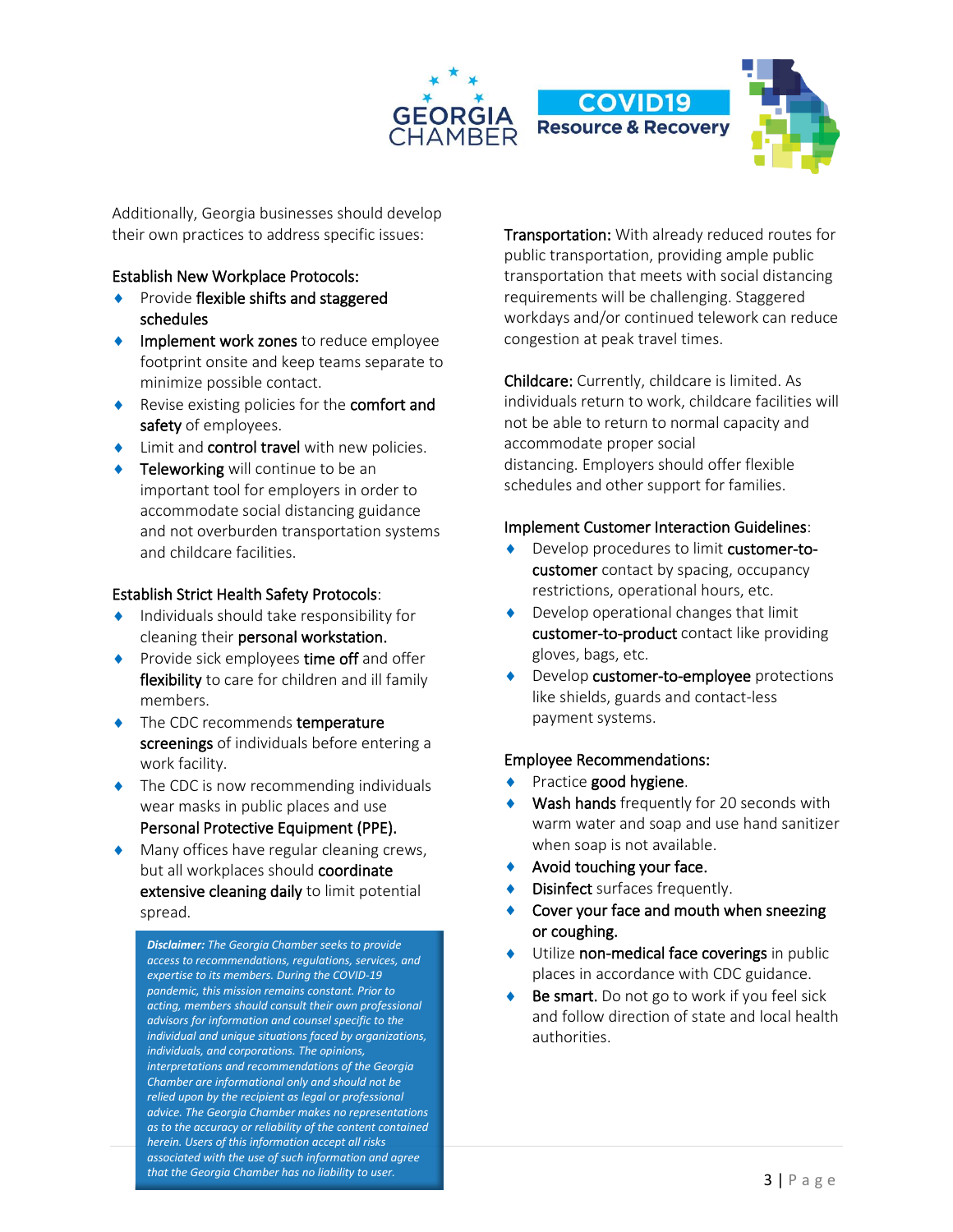Additionally, Georgia businesses should develop their own practices to address specific issues:

Establish New Workplace Protocols:

- Provide **flexible shifts and staggered schedules**
- **Implement work zones** to reduce employee footprint onsite and keep teams separate to minimize possible contact.
- Revise existing policies for the **comfort and safety** of employees.
- Limit and **control travel** with new policies.
- **Teleworking** will continue to be an important tool for employers in order to accommodate social distancing guidance and not overburden transportation systems and childcare facilities.

Establish Strict Health Safety Protocols:

- Individuals should take responsibility for cleaning their **personal workstation.**
- Provide sick employees **time off** and offer **flexibility** to care for children and ill family members.
- The CDC recommends **temperature screenings** of individuals before entering a work facility.
- The CDC is now recommending individuals wear masks in public places and use **Personal Protective Equipment (PPE).**
- Many offices have regular cleaning crews, but all workplaces should **coordinate extensive cleaning daily** to limit potential spread.

***Disclaimer:*** *The Georgia Chamber seeks to provide access to recommendations, regulations, services, and expertise to its members. During the COVID-19 pandemic, this mission remains constant. Prior to acting, members should consult their own professional advisors for information and counsel specific to the individual and unique situations faced by organizations, individuals, and corporations. The opinions, interpretations and recommendations of the Georgia Chamber are informational only and should not be relied upon by the recipient as legal or professional advice. The Georgia Chamber makes no representations as to the accuracy or reliability of the content contained herein. Users of this information accept all risks associated with the use of such information and agree that the Georgia Chamber has no liability to user.*

**Transportation:** With already reduced routes for public transportation, providing ample public transportation that meets with social distancing requirements will be challenging. Staggered workdays and/or continued telework can reduce congestion at peak travel times.

**Childcare:** Currently, childcare is limited. As individuals return to work, childcare facilities will not be able to return to normal capacity and accommodate proper social distancing. Employers should offer flexible schedules and other support for families.

Implement Customer Interaction Guidelines:

- Develop procedures to limit **customer-to-customer** contact by spacing, occupancy restrictions, operational hours, etc.
- Develop operational changes that limit **customer-to-product** contact like providing gloves, bags, etc.
- Develop **customer-to-employee** protections like shields, guards and contact-less payment systems.

Employee Recommendations:

- Practice **good hygiene**.
- **Wash hands** frequently for 20 seconds with warm water and soap and use hand sanitizer when soap is not available.
- **Avoid touching your face.**
- **Disinfect** surfaces frequently.
- **Cover your face and mouth when sneezing or coughing.**
- Utilize **non-medical face coverings** in public places in accordance with CDC guidance.
- **Be smart.** Do not go to work if you feel sick and follow direction of state and local health authorities.